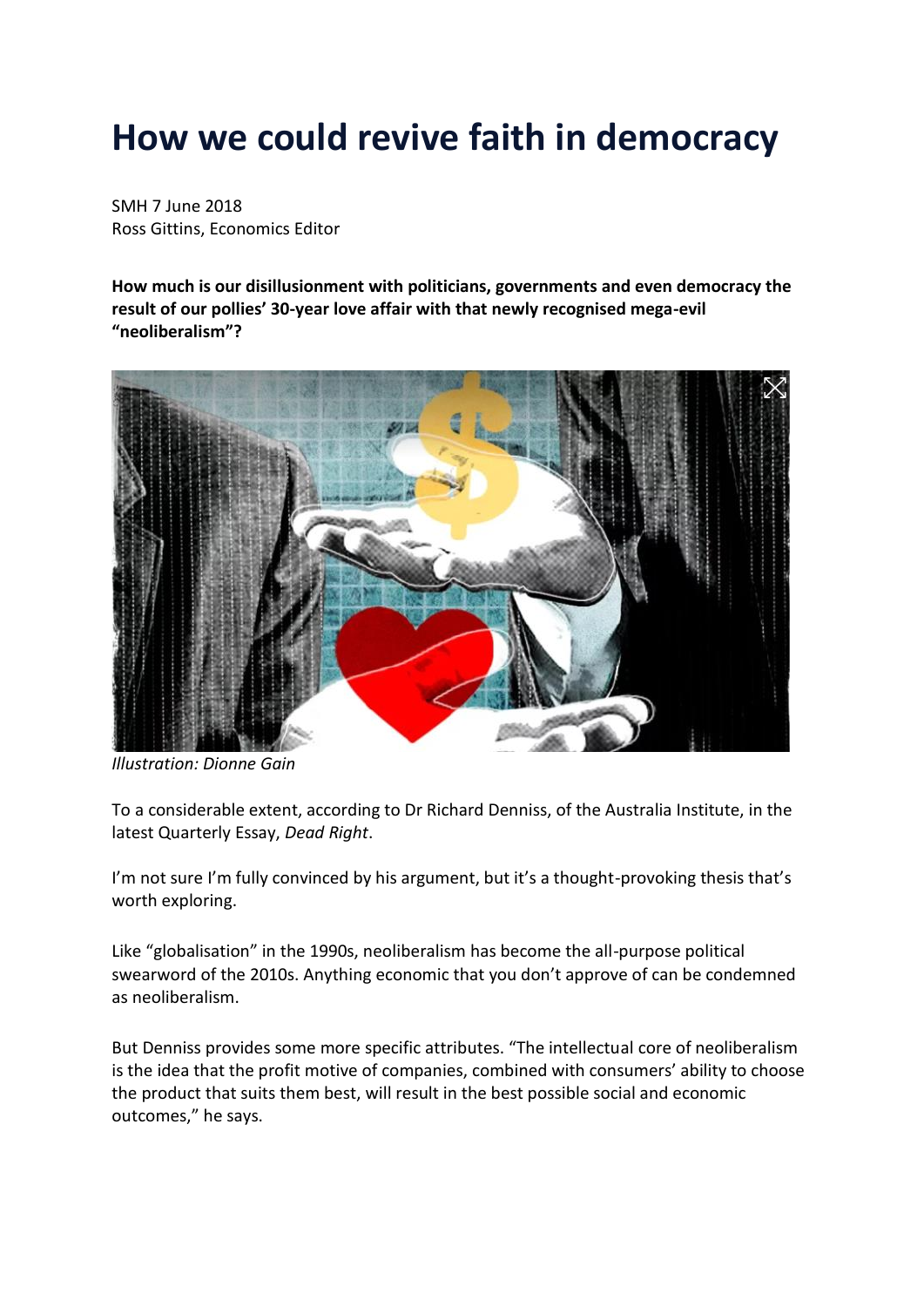# How we could revive faith in democracy

SMH 7 June 2018
Ross Gittins, Economics Editor

**How much is our disillusionment with politicians, governments and even democracy the result of our pollies' 30-year love affair with that newly recognised mega-evil "neoliberalism"?**

*Illustration: Dionne Gain*

To a considerable extent, according to Dr Richard Denniss, of the Australia Institute, in the latest Quarterly Essay, *Dead Right*.

I'm not sure I'm fully convinced by his argument, but it's a thought-provoking thesis that's worth exploring.

Like "globalisation" in the 1990s, neoliberalism has become the all-purpose political swearword of the 2010s. Anything economic that you don't approve of can be condemned as neoliberalism.

But Denniss provides some more specific attributes. "The intellectual core of neoliberalism is the idea that the profit motive of companies, combined with consumers' ability to choose the product that suits them best, will result in the best possible social and economic outcomes," he says.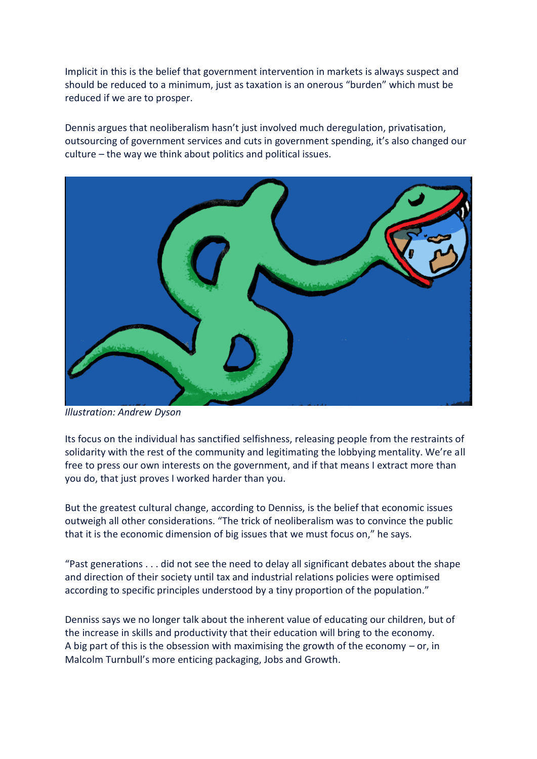Implicit in this is the belief that government intervention in markets is always suspect and should be reduced to a minimum, just as taxation is an onerous "burden" which must be reduced if we are to prosper.

Dennis argues that neoliberalism hasn't just involved much deregulation, privatisation, outsourcing of government services and cuts in government spending, it's also changed our culture – the way we think about politics and political issues.

*Illustration: Andrew Dyson*

Its focus on the individual has sanctified selfishness, releasing people from the restraints of solidarity with the rest of the community and legitimating the lobbying mentality. We're all free to press our own interests on the government, and if that means I extract more than you do, that just proves I worked harder than you.

But the greatest cultural change, according to Denniss, is the belief that economic issues outweigh all other considerations. "The trick of neoliberalism was to convince the public that it is the economic dimension of big issues that we must focus on," he says.

"Past generations . . . did not see the need to delay all significant debates about the shape and direction of their society until tax and industrial relations policies were optimised according to specific principles understood by a tiny proportion of the population."

Denniss says we no longer talk about the inherent value of educating our children, but of the increase in skills and productivity that their education will bring to the economy. A big part of this is the obsession with maximising the growth of the economy – or, in Malcolm Turnbull's more enticing packaging, Jobs and Growth.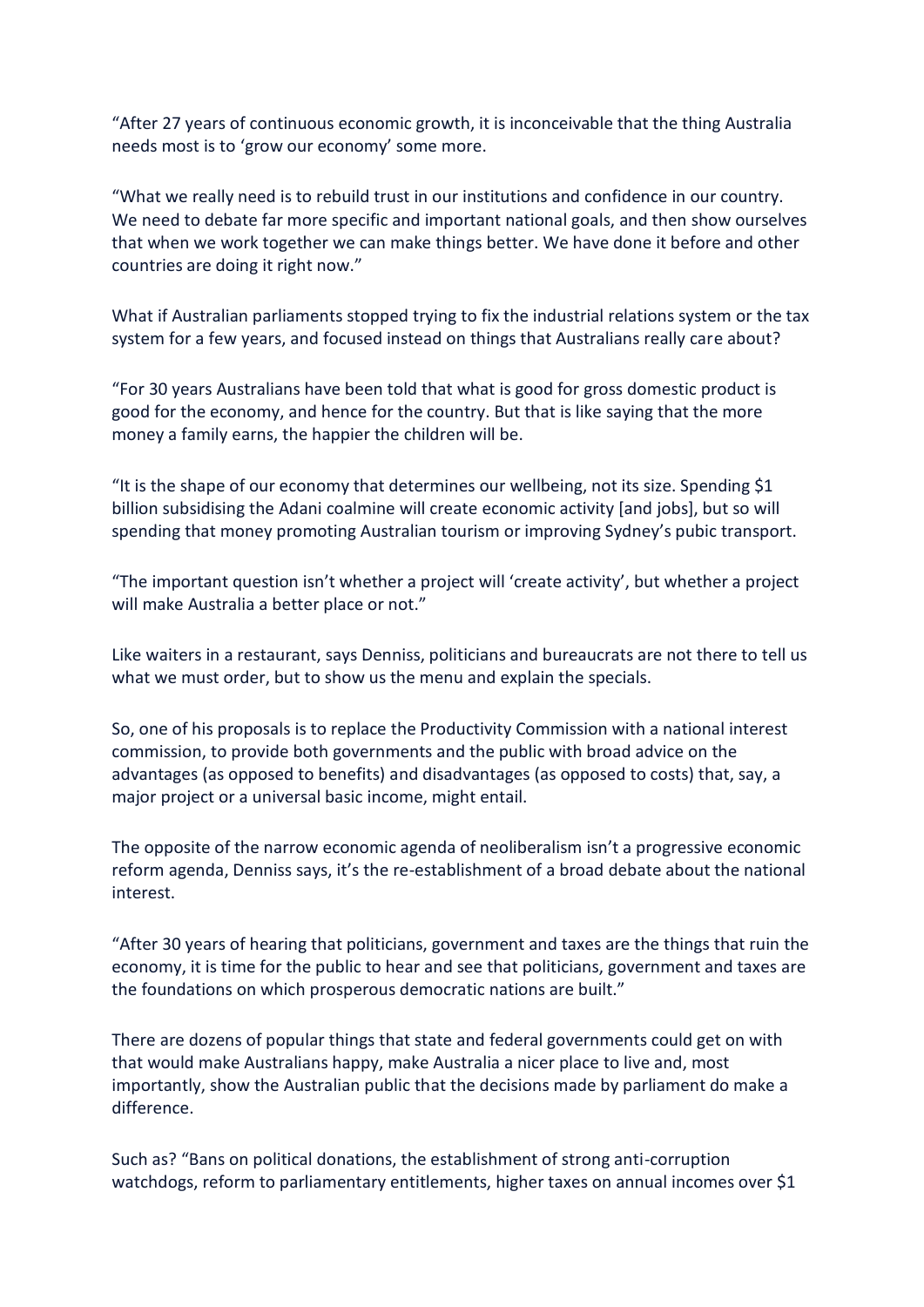"After 27 years of continuous economic growth, it is inconceivable that the thing Australia needs most is to 'grow our economy' some more.

"What we really need is to rebuild trust in our institutions and confidence in our country. We need to debate far more specific and important national goals, and then show ourselves that when we work together we can make things better. We have done it before and other countries are doing it right now."

What if Australian parliaments stopped trying to fix the industrial relations system or the tax system for a few years, and focused instead on things that Australians really care about?

"For 30 years Australians have been told that what is good for gross domestic product is good for the economy, and hence for the country. But that is like saying that the more money a family earns, the happier the children will be.

"It is the shape of our economy that determines our wellbeing, not its size. Spending $1 billion subsidising the Adani coalmine will create economic activity [and jobs], but so will spending that money promoting Australian tourism or improving Sydney's pubic transport.

"The important question isn't whether a project will 'create activity', but whether a project will make Australia a better place or not."

Like waiters in a restaurant, says Denniss, politicians and bureaucrats are not there to tell us what we must order, but to show us the menu and explain the specials.

So, one of his proposals is to replace the Productivity Commission with a national interest commission, to provide both governments and the public with broad advice on the advantages (as opposed to benefits) and disadvantages (as opposed to costs) that, say, a major project or a universal basic income, might entail.

The opposite of the narrow economic agenda of neoliberalism isn't a progressive economic reform agenda, Denniss says, it's the re-establishment of a broad debate about the national interest.

"After 30 years of hearing that politicians, government and taxes are the things that ruin the economy, it is time for the public to hear and see that politicians, government and taxes are the foundations on which prosperous democratic nations are built."

There are dozens of popular things that state and federal governments could get on with that would make Australians happy, make Australia a nicer place to live and, most importantly, show the Australian public that the decisions made by parliament do make a difference.

Such as? "Bans on political donations, the establishment of strong anti-corruption watchdogs, reform to parliamentary entitlements, higher taxes on annual incomes over $1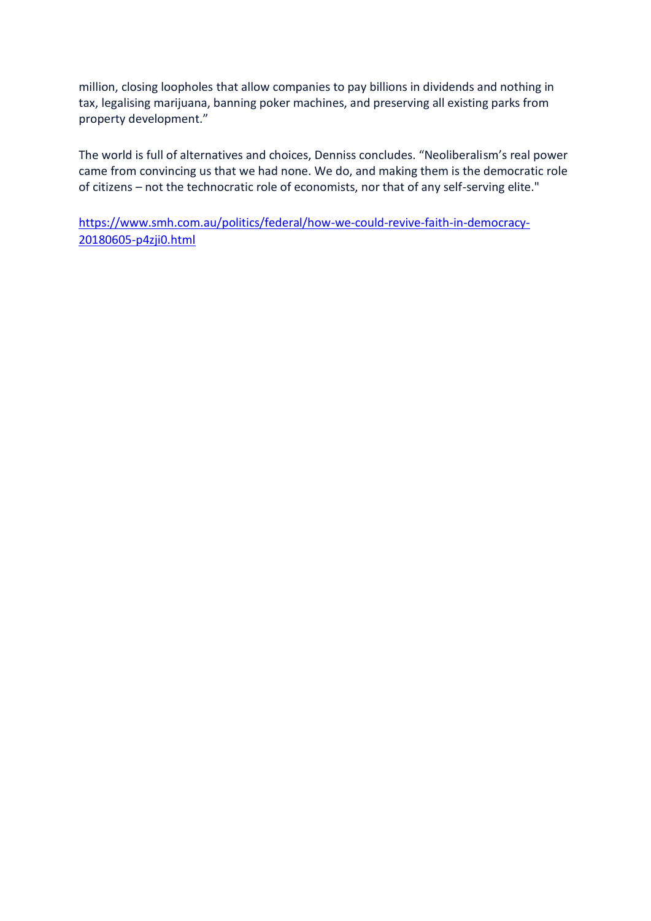million, closing loopholes that allow companies to pay billions in dividends and nothing in tax, legalising marijuana, banning poker machines, and preserving all existing parks from property development."

The world is full of alternatives and choices, Denniss concludes. "Neoliberalism's real power came from convincing us that we had none. We do, and making them is the democratic role of citizens – not the technocratic role of economists, nor that of any self-serving elite."

https://www.smh.com.au/politics/federal/how-we-could-revive-faith-in-democracy-20180605-p4zji0.html